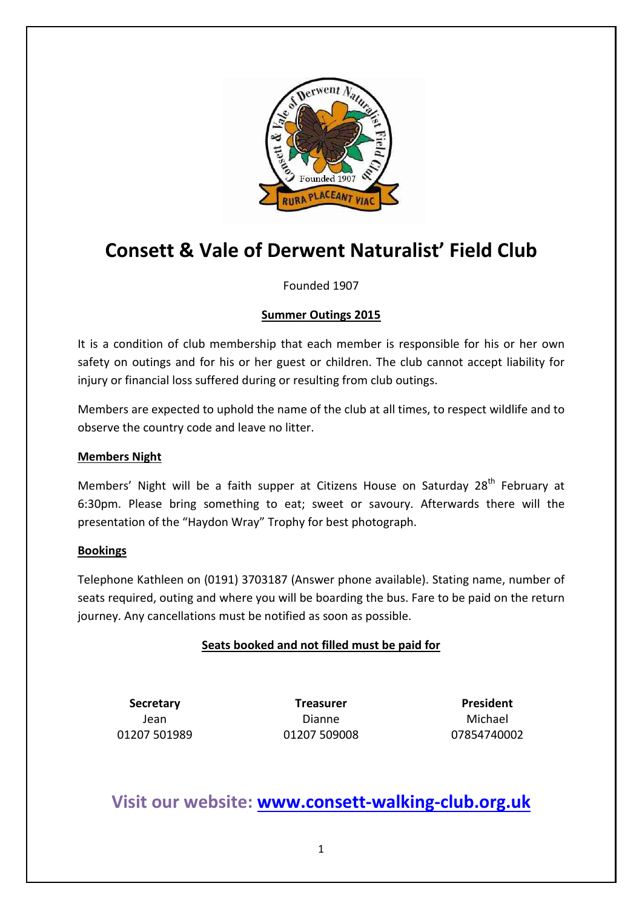# Consett & Vale of Derwent Naturalist' Field Club

Founded 1907

**Summer Outings 2015**

It is a condition of club membership that each member is responsible for his or her own safety on outings and for his or her guest or children. The club cannot accept liability for injury or financial loss suffered during or resulting from club outings.

Members are expected to uphold the name of the club at all times, to respect wildlife and to observe the country code and leave no litter.

**Members Night**

Members' Night will be a faith supper at Citizens House on Saturday 28th February at 6:30pm. Please bring something to eat; sweet or savoury. Afterwards there will the presentation of the "Haydon Wray" Trophy for best photograph.

**Bookings**

Telephone Kathleen on (0191) 3703187 (Answer phone available). Stating name, number of seats required, outing and where you will be boarding the bus. Fare to be paid on the return journey. Any cancellations must be notified as soon as possible.

**Seats booked and not filled must be paid for**

| Secretary | Treasurer | President |
|---|---|---|
| Jean | Dianne | Michael |
| 01207 501989 | 01207 509008 | 07854740002 |

## Visit our website: www.consett-walking-club.org.uk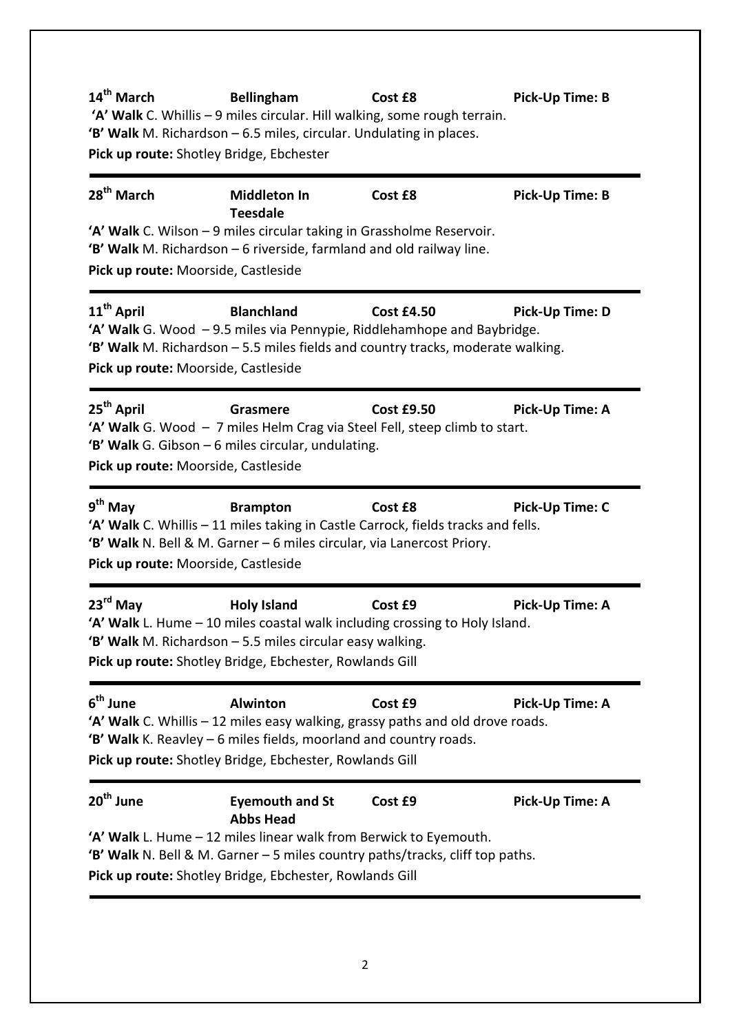**14th March** **Bellingham** **Cost £8** **Pick-Up Time: B**

**'A' Walk** C. Whillis – 9 miles circular. Hill walking, some rough terrain.
**'B' Walk** M. Richardson – 6.5 miles, circular. Undulating in places.
**Pick up route:** Shotley Bridge, Ebchester

---

**28th March** **Middleton In Teesdale** **Cost £8** **Pick-Up Time: B**

**'A' Walk** C. Wilson – 9 miles circular taking in Grassholme Reservoir.
**'B' Walk** M. Richardson – 6 riverside, farmland and old railway line.
**Pick up route:** Moorside, Castleside

---

**11th April** **Blanchland** **Cost £4.50** **Pick-Up Time: D**

**'A' Walk** G. Wood – 9.5 miles via Pennypie, Riddlehamhope and Baybridge.
**'B' Walk** M. Richardson – 5.5 miles fields and country tracks, moderate walking.
**Pick up route:** Moorside, Castleside

---

**25th April** **Grasmere** **Cost £9.50** **Pick-Up Time: A**

**'A' Walk** G. Wood – 7 miles Helm Crag via Steel Fell, steep climb to start.
**'B' Walk** G. Gibson – 6 miles circular, undulating.
**Pick up route:** Moorside, Castleside

---

**9th May** **Brampton** **Cost £8** **Pick-Up Time: C**

**'A' Walk** C. Whillis – 11 miles taking in Castle Carrock, fields tracks and fells.
**'B' Walk** N. Bell & M. Garner – 6 miles circular, via Lanercost Priory.
**Pick up route:** Moorside, Castleside

---

**23rd May** **Holy Island** **Cost £9** **Pick-Up Time: A**

**'A' Walk** L. Hume – 10 miles coastal walk including crossing to Holy Island.
**'B' Walk** M. Richardson – 5.5 miles circular easy walking.
**Pick up route:** Shotley Bridge, Ebchester, Rowlands Gill

---

**6th June** **Alwinton** **Cost £9** **Pick-Up Time: A**

**'A' Walk** C. Whillis – 12 miles easy walking, grassy paths and old drove roads.
**'B' Walk** K. Reavley – 6 miles fields, moorland and country roads.
**Pick up route:** Shotley Bridge, Ebchester, Rowlands Gill

---

**20th June** **Eyemouth and St Abbs Head** **Cost £9** **Pick-Up Time: A**

**'A' Walk** L. Hume – 12 miles linear walk from Berwick to Eyemouth.
**'B' Walk** N. Bell & M. Garner – 5 miles country paths/tracks, cliff top paths.
**Pick up route:** Shotley Bridge, Ebchester, Rowlands Gill

---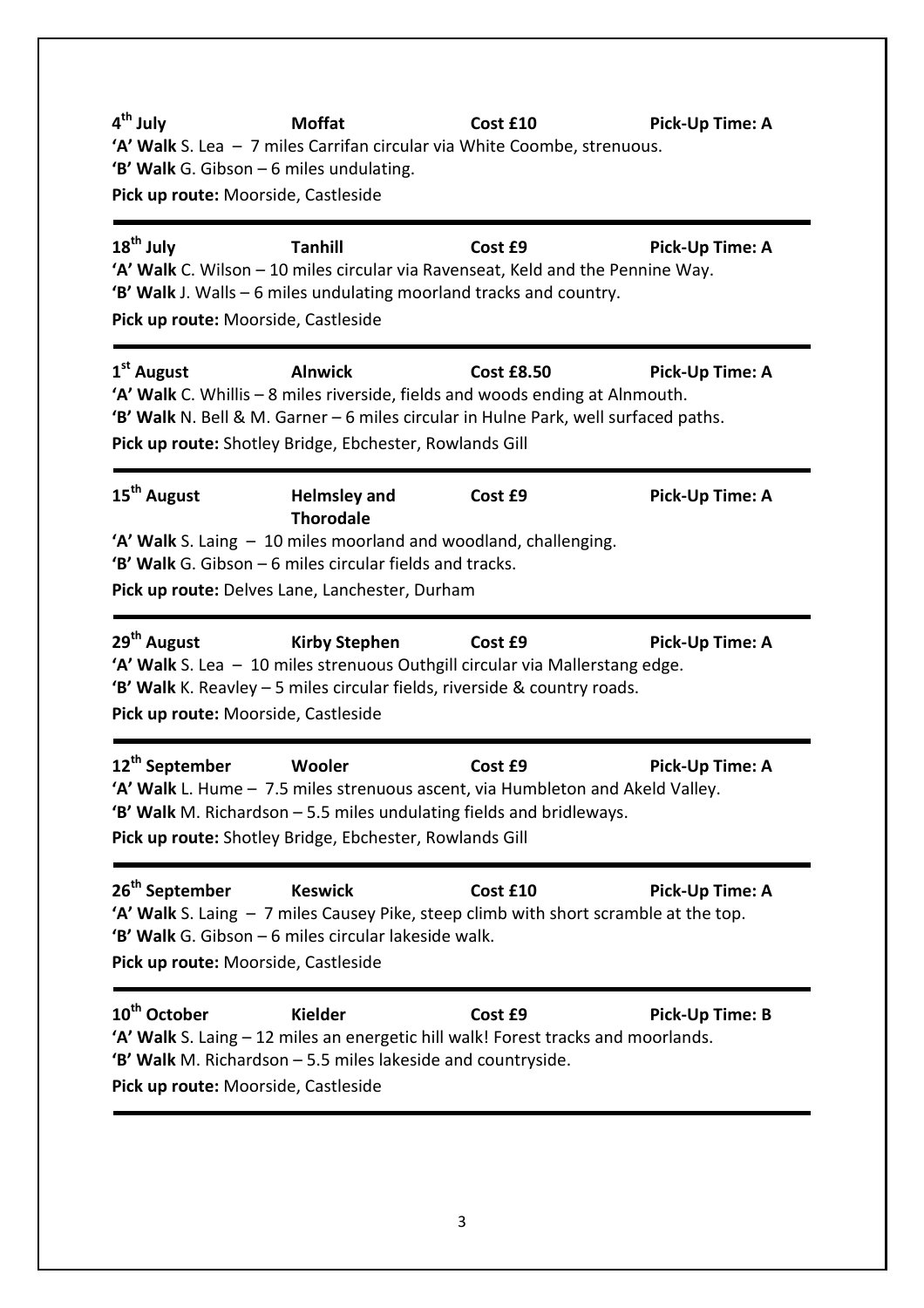**4th July** **Moffat** **Cost £10** **Pick-Up Time: A**

**'A' Walk** S. Lea – 7 miles Carrifan circular via White Coombe, strenuous.
**'B' Walk** G. Gibson – 6 miles undulating.
**Pick up route:** Moorside, Castleside

---

**18th July** **Tanhill** **Cost £9** **Pick-Up Time: A**

**'A' Walk** C. Wilson – 10 miles circular via Ravenseat, Keld and the Pennine Way.
**'B' Walk** J. Walls – 6 miles undulating moorland tracks and country.
**Pick up route:** Moorside, Castleside

---

**1st August** **Alnwick** **Cost £8.50** **Pick-Up Time: A**

**'A' Walk** C. Whillis – 8 miles riverside, fields and woods ending at Alnmouth.
**'B' Walk** N. Bell & M. Garner – 6 miles circular in Hulne Park, well surfaced paths.
**Pick up route:** Shotley Bridge, Ebchester, Rowlands Gill

---

**15th August** **Helmsley and Thorodale** **Cost £9** **Pick-Up Time: A**

**'A' Walk** S. Laing – 10 miles moorland and woodland, challenging.
**'B' Walk** G. Gibson – 6 miles circular fields and tracks.
**Pick up route:** Delves Lane, Lanchester, Durham

---

**29th August** **Kirby Stephen** **Cost £9** **Pick-Up Time: A**

**'A' Walk** S. Lea – 10 miles strenuous Outhgill circular via Mallerstang edge.
**'B' Walk** K. Reavley – 5 miles circular fields, riverside & country roads.
**Pick up route:** Moorside, Castleside

---

**12th September** **Wooler** **Cost £9** **Pick-Up Time: A**

**'A' Walk** L. Hume – 7.5 miles strenuous ascent, via Humbleton and Akeld Valley.
**'B' Walk** M. Richardson – 5.5 miles undulating fields and bridleways.
**Pick up route:** Shotley Bridge, Ebchester, Rowlands Gill

---

**26th September** **Keswick** **Cost £10** **Pick-Up Time: A**

**'A' Walk** S. Laing – 7 miles Causey Pike, steep climb with short scramble at the top.
**'B' Walk** G. Gibson – 6 miles circular lakeside walk.
**Pick up route:** Moorside, Castleside

---

**10th October** **Kielder** **Cost £9** **Pick-Up Time: B**

**'A' Walk** S. Laing – 12 miles an energetic hill walk! Forest tracks and moorlands.
**'B' Walk** M. Richardson – 5.5 miles lakeside and countryside.
**Pick up route:** Moorside, Castleside

---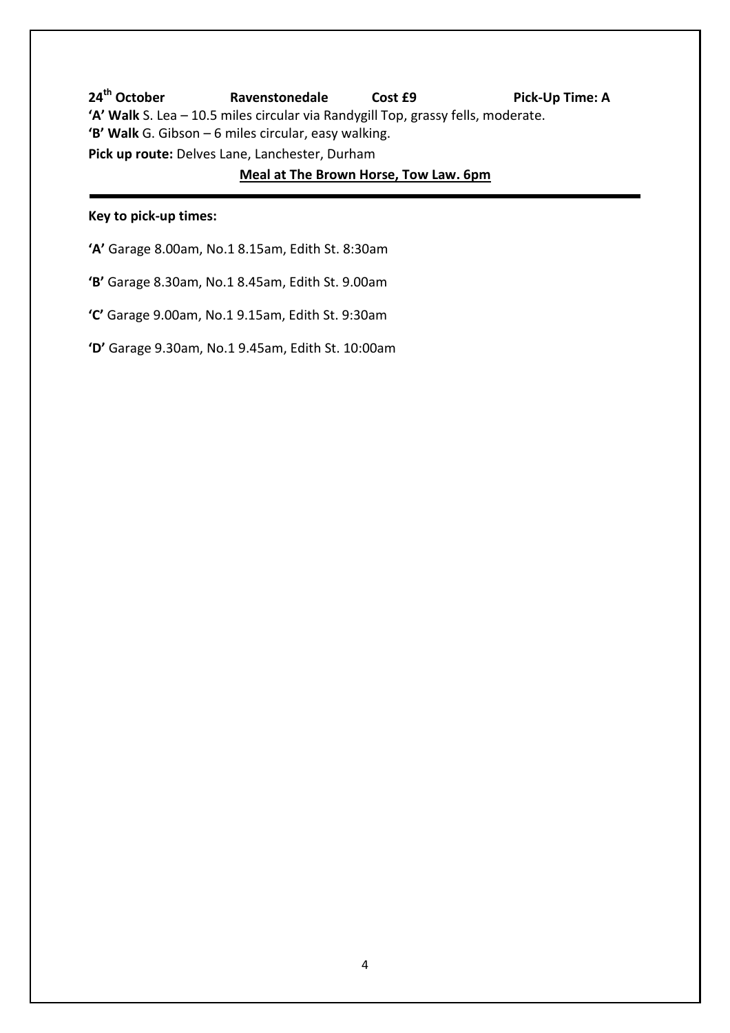**24th October** **Ravenstonedale** **Cost £9** **Pick-Up Time: A**

**'A' Walk** S. Lea – 10.5 miles circular via Randygill Top, grassy fells, moderate.
**'B' Walk** G. Gibson – 6 miles circular, easy walking.

**Pick up route:** Delves Lane, Lanchester, Durham

**Meal at The Brown Horse, Tow Law. 6pm**

---

**Key to pick-up times:**

**'A'** Garage 8.00am, No.1 8.15am, Edith St. 8:30am

**'B'** Garage 8.30am, No.1 8.45am, Edith St. 9.00am

**'C'** Garage 9.00am, No.1 9.15am, Edith St. 9:30am

**'D'** Garage 9.30am, No.1 9.45am, Edith St. 10:00am